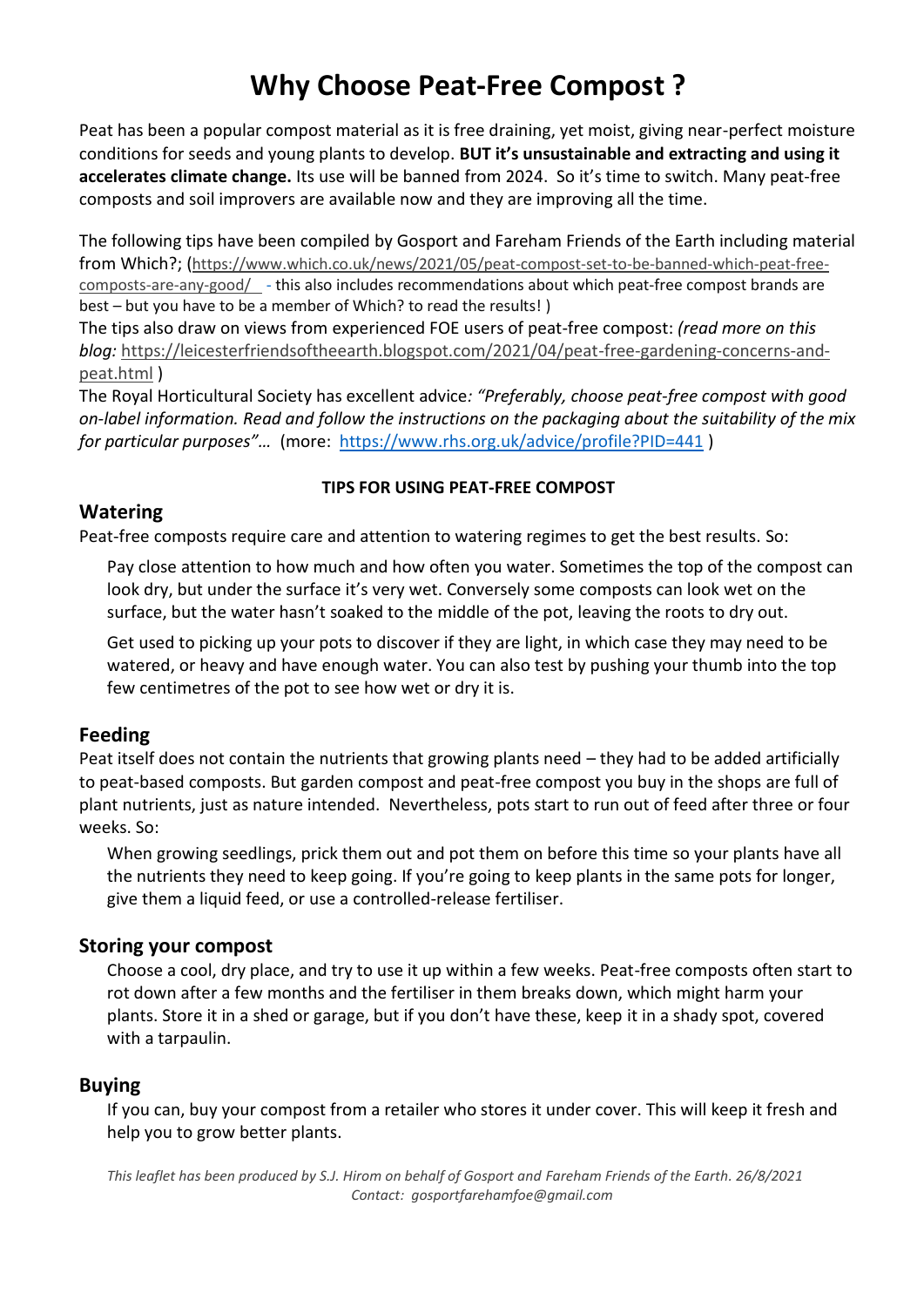# Why Choose Peat-Free Compost ?

Peat has been a popular compost material as it is free draining, yet moist, giving near-perfect moisture conditions for seeds and young plants to develop. **BUT it's unsustainable and extracting and using it accelerates climate change.** Its use will be banned from 2024. So it's time to switch. Many peat-free composts and soil improvers are available now and they are improving all the time.

The following tips have been compiled by Gosport and Fareham Friends of the Earth including material from Which?; (https://www.which.co.uk/news/2021/05/peat-compost-set-to-be-banned-which-peat-free-composts-are-any-good/ - this also includes recommendations about which peat-free compost brands are best – but you have to be a member of Which? to read the results! )

The tips also draw on views from experienced FOE users of peat-free compost: *(read more on this blog:* https://leicesterfriendsoftheearth.blogspot.com/2021/04/peat-free-gardening-concerns-and-peat.html )

The Royal Horticultural Society has excellent advice*: "Preferably, choose peat-free compost with good on-label information. Read and follow the instructions on the packaging about the suitability of the mix for particular purposes"…* (more: https://www.rhs.org.uk/advice/profile?PID=441 )

**TIPS FOR USING PEAT-FREE COMPOST**

## Watering

Peat-free composts require care and attention to watering regimes to get the best results. So:

Pay close attention to how much and how often you water. Sometimes the top of the compost can look dry, but under the surface it's very wet. Conversely some composts can look wet on the surface, but the water hasn't soaked to the middle of the pot, leaving the roots to dry out.

Get used to picking up your pots to discover if they are light, in which case they may need to be watered, or heavy and have enough water. You can also test by pushing your thumb into the top few centimetres of the pot to see how wet or dry it is.

## Feeding

Peat itself does not contain the nutrients that growing plants need – they had to be added artificially to peat-based composts. But garden compost and peat-free compost you buy in the shops are full of plant nutrients, just as nature intended. Nevertheless, pots start to run out of feed after three or four weeks. So:

When growing seedlings, prick them out and pot them on before this time so your plants have all the nutrients they need to keep going. If you're going to keep plants in the same pots for longer, give them a liquid feed, or use a controlled-release fertiliser.

## Storing your compost

Choose a cool, dry place, and try to use it up within a few weeks. Peat-free composts often start to rot down after a few months and the fertiliser in them breaks down, which might harm your plants. Store it in a shed or garage, but if you don't have these, keep it in a shady spot, covered with a tarpaulin.

## Buying

If you can, buy your compost from a retailer who stores it under cover. This will keep it fresh and help you to grow better plants.

*This leaflet has been produced by S.J. Hirom on behalf of Gosport and Fareham Friends of the Earth. 26/8/2021*
*Contact: gosportfarehamfoe@gmail.com*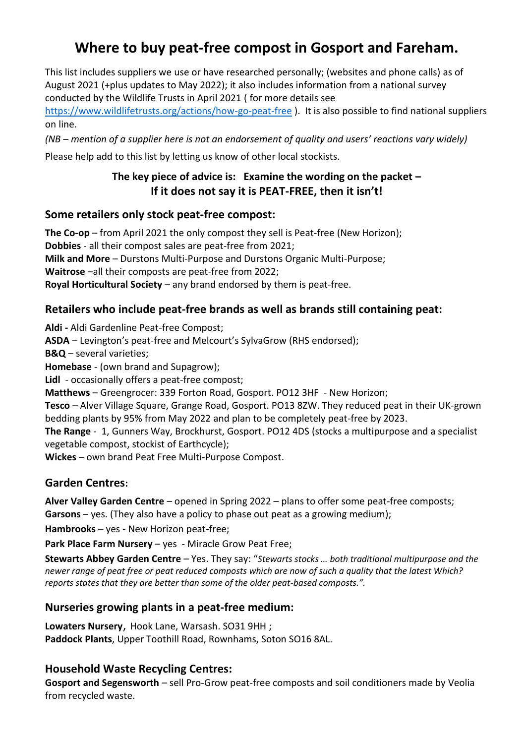# Where to buy peat-free compost in Gosport and Fareham.

This list includes suppliers we use or have researched personally; (websites and phone calls) as of August 2021 (+plus updates to May 2022); it also includes information from a national survey conducted by the Wildlife Trusts in April 2021 ( for more details see https://www.wildlifetrusts.org/actions/how-go-peat-free ). It is also possible to find national suppliers on line.

*(NB – mention of a supplier here is not an endorsement of quality and users' reactions vary widely)*

Please help add to this list by letting us know of other local stockists.

**The key piece of advice is: Examine the wording on the packet – If it does not say it is PEAT-FREE, then it isn't!**

## Some retailers only stock peat-free compost:

**The Co-op** – from April 2021 the only compost they sell is Peat-free (New Horizon);
**Dobbies** - all their compost sales are peat-free from 2021;
**Milk and More** – Durstons Multi-Purpose and Durstons Organic Multi-Purpose;
**Waitrose** –all their composts are peat-free from 2022;
**Royal Horticultural Society** – any brand endorsed by them is peat-free.

## Retailers who include peat-free brands as well as brands still containing peat:

**Aldi -** Aldi Gardenline Peat-free Compost;
**ASDA** – Levington's peat-free and Melcourt's SylvaGrow (RHS endorsed);
**B&Q** – several varieties;
**Homebase** - (own brand and Supagrow);
**Lidl** - occasionally offers a peat-free compost;
**Matthews** – Greengrocer: 339 Forton Road, Gosport. PO12 3HF - New Horizon;
**Tesco** – Alver Village Square, Grange Road, Gosport. PO13 8ZW. They reduced peat in their UK-grown bedding plants by 95% from May 2022 and plan to be completely peat-free by 2023.
**The Range** - 1, Gunners Way, Brockhurst, Gosport. PO12 4DS (stocks a multipurpose and a specialist vegetable compost, stockist of Earthcycle);
**Wickes** – own brand Peat Free Multi-Purpose Compost.

## Garden Centres:

**Alver Valley Garden Centre** – opened in Spring 2022 – plans to offer some peat-free composts;
**Garsons** – yes. (They also have a policy to phase out peat as a growing medium);

**Hambrooks** – yes - New Horizon peat-free;

**Park Place Farm Nursery** – yes - Miracle Grow Peat Free;

**Stewarts Abbey Garden Centre** – Yes. They say: "*Stewarts stocks … both traditional multipurpose and the newer range of peat free or peat reduced composts which are now of such a quality that the latest Which? reports states that they are better than some of the older peat-based composts.".*

## Nurseries growing plants in a peat-free medium:

**Lowaters Nursery**, Hook Lane, Warsash. SO31 9HH ;
**Paddock Plants**, Upper Toothill Road, Rownhams, Soton SO16 8AL.

## Household Waste Recycling Centres:

**Gosport and Segensworth** – sell Pro-Grow peat-free composts and soil conditioners made by Veolia from recycled waste.